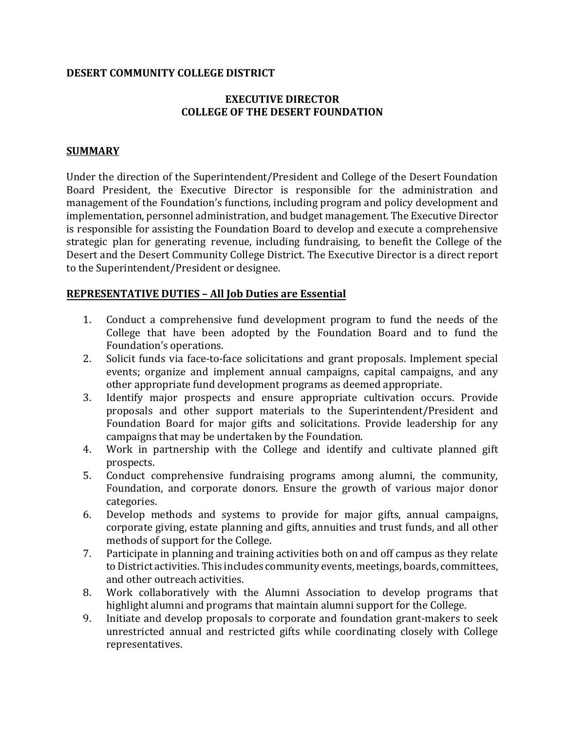**DESERT COMMUNITY COLLEGE DISTRICT**

# EXECUTIVE DIRECTOR
# COLLEGE OF THE DESERT FOUNDATION

## SUMMARY

Under the direction of the Superintendent/President and College of the Desert Foundation Board President, the Executive Director is responsible for the administration and management of the Foundation's functions, including program and policy development and implementation, personnel administration, and budget management. The Executive Director is responsible for assisting the Foundation Board to develop and execute a comprehensive strategic plan for generating revenue, including fundraising, to benefit the College of the Desert and the Desert Community College District. The Executive Director is a direct report to the Superintendent/President or designee.

## REPRESENTATIVE DUTIES – All Job Duties are Essential

1. Conduct a comprehensive fund development program to fund the needs of the College that have been adopted by the Foundation Board and to fund the Foundation's operations.
2. Solicit funds via face-to-face solicitations and grant proposals. Implement special events; organize and implement annual campaigns, capital campaigns, and any other appropriate fund development programs as deemed appropriate.
3. Identify major prospects and ensure appropriate cultivation occurs. Provide proposals and other support materials to the Superintendent/President and Foundation Board for major gifts and solicitations. Provide leadership for any campaigns that may be undertaken by the Foundation.
4. Work in partnership with the College and identify and cultivate planned gift prospects.
5. Conduct comprehensive fundraising programs among alumni, the community, Foundation, and corporate donors. Ensure the growth of various major donor categories.
6. Develop methods and systems to provide for major gifts, annual campaigns, corporate giving, estate planning and gifts, annuities and trust funds, and all other methods of support for the College.
7. Participate in planning and training activities both on and off campus as they relate to District activities. This includes community events, meetings, boards, committees, and other outreach activities.
8. Work collaboratively with the Alumni Association to develop programs that highlight alumni and programs that maintain alumni support for the College.
9. Initiate and develop proposals to corporate and foundation grant-makers to seek unrestricted annual and restricted gifts while coordinating closely with College representatives.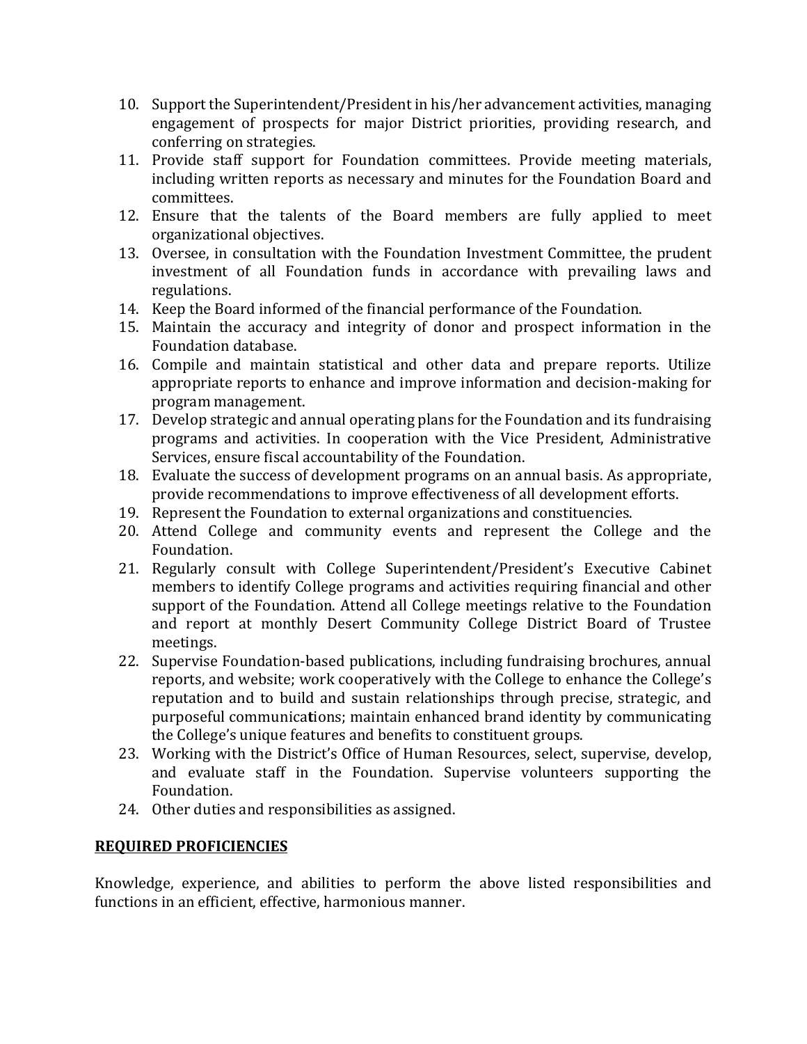10. Support the Superintendent/President in his/her advancement activities, managing engagement of prospects for major District priorities, providing research, and conferring on strategies.
11. Provide staff support for Foundation committees. Provide meeting materials, including written reports as necessary and minutes for the Foundation Board and committees.
12. Ensure that the talents of the Board members are fully applied to meet organizational objectives.
13. Oversee, in consultation with the Foundation Investment Committee, the prudent investment of all Foundation funds in accordance with prevailing laws and regulations.
14. Keep the Board informed of the financial performance of the Foundation.
15. Maintain the accuracy and integrity of donor and prospect information in the Foundation database.
16. Compile and maintain statistical and other data and prepare reports. Utilize appropriate reports to enhance and improve information and decision-making for program management.
17. Develop strategic and annual operating plans for the Foundation and its fundraising programs and activities. In cooperation with the Vice President, Administrative Services, ensure fiscal accountability of the Foundation.
18. Evaluate the success of development programs on an annual basis. As appropriate, provide recommendations to improve effectiveness of all development efforts.
19. Represent the Foundation to external organizations and constituencies.
20. Attend College and community events and represent the College and the Foundation.
21. Regularly consult with College Superintendent/President's Executive Cabinet members to identify College programs and activities requiring financial and other support of the Foundation. Attend all College meetings relative to the Foundation and report at monthly Desert Community College District Board of Trustee meetings.
22. Supervise Foundation-based publications, including fundraising brochures, annual reports, and website; work cooperatively with the College to enhance the College's reputation and to build and sustain relationships through precise, strategic, and purposeful communications; maintain enhanced brand identity by communicating the College's unique features and benefits to constituent groups.
23. Working with the District's Office of Human Resources, select, supervise, develop, and evaluate staff in the Foundation. Supervise volunteers supporting the Foundation.
24. Other duties and responsibilities as assigned.

## REQUIRED PROFICIENCIES

Knowledge, experience, and abilities to perform the above listed responsibilities and functions in an efficient, effective, harmonious manner.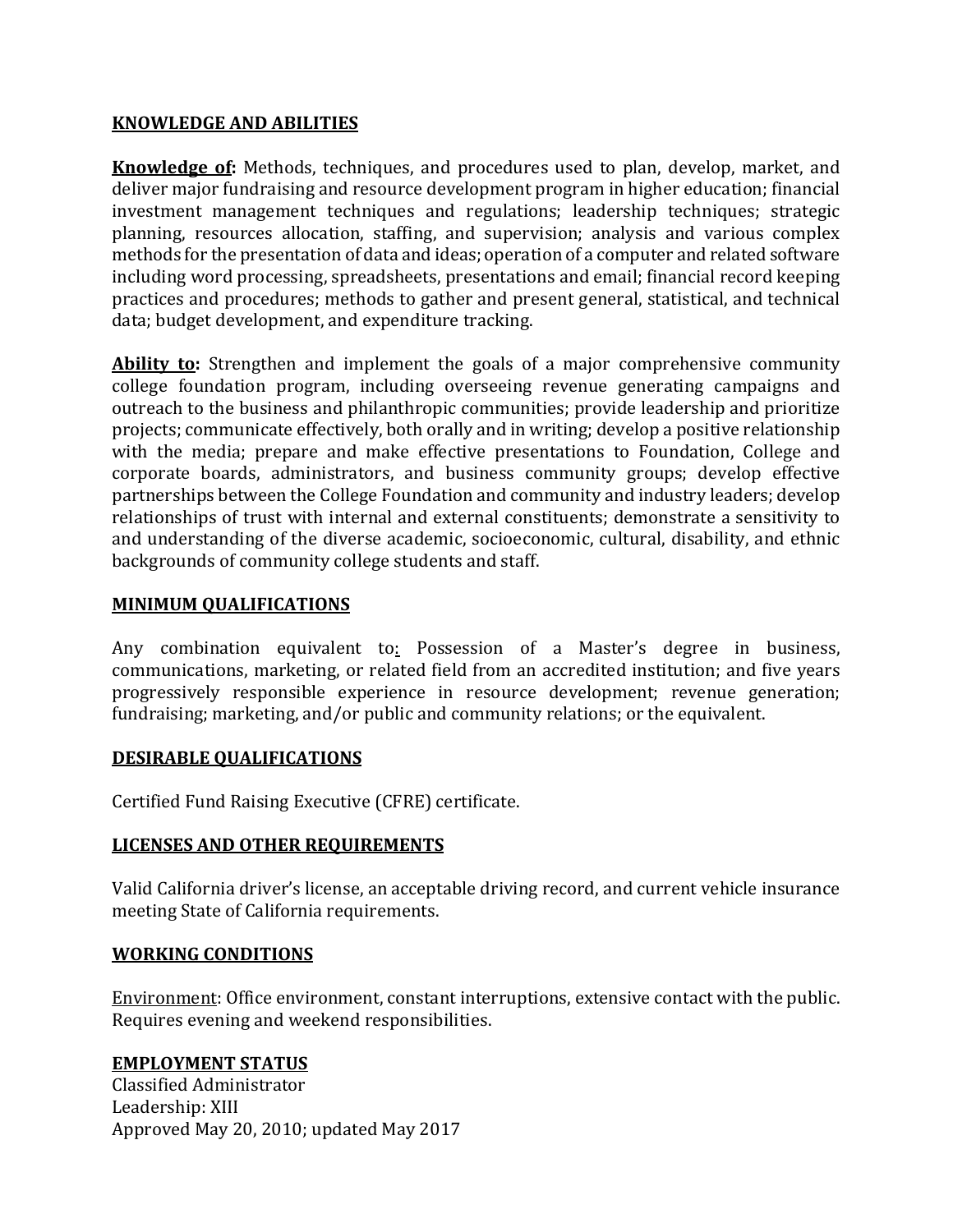## KNOWLEDGE AND ABILITIES

**Knowledge of:** Methods, techniques, and procedures used to plan, develop, market, and deliver major fundraising and resource development program in higher education; financial investment management techniques and regulations; leadership techniques; strategic planning, resources allocation, staffing, and supervision; analysis and various complex methods for the presentation of data and ideas; operation of a computer and related software including word processing, spreadsheets, presentations and email; financial record keeping practices and procedures; methods to gather and present general, statistical, and technical data; budget development, and expenditure tracking.

**Ability to:** Strengthen and implement the goals of a major comprehensive community college foundation program, including overseeing revenue generating campaigns and outreach to the business and philanthropic communities; provide leadership and prioritize projects; communicate effectively, both orally and in writing; develop a positive relationship with the media; prepare and make effective presentations to Foundation, College and corporate boards, administrators, and business community groups; develop effective partnerships between the College Foundation and community and industry leaders; develop relationships of trust with internal and external constituents; demonstrate a sensitivity to and understanding of the diverse academic, socioeconomic, cultural, disability, and ethnic backgrounds of community college students and staff.

## MINIMUM QUALIFICATIONS

Any combination equivalent to: Possession of a Master's degree in business, communications, marketing, or related field from an accredited institution; and five years progressively responsible experience in resource development; revenue generation; fundraising; marketing, and/or public and community relations; or the equivalent.

## DESIRABLE QUALIFICATIONS

Certified Fund Raising Executive (CFRE) certificate.

## LICENSES AND OTHER REQUIREMENTS

Valid California driver's license, an acceptable driving record, and current vehicle insurance meeting State of California requirements.

## WORKING CONDITIONS

Environment: Office environment, constant interruptions, extensive contact with the public. Requires evening and weekend responsibilities.

## EMPLOYMENT STATUS

Classified Administrator
Leadership: XIII
Approved May 20, 2010; updated May 2017